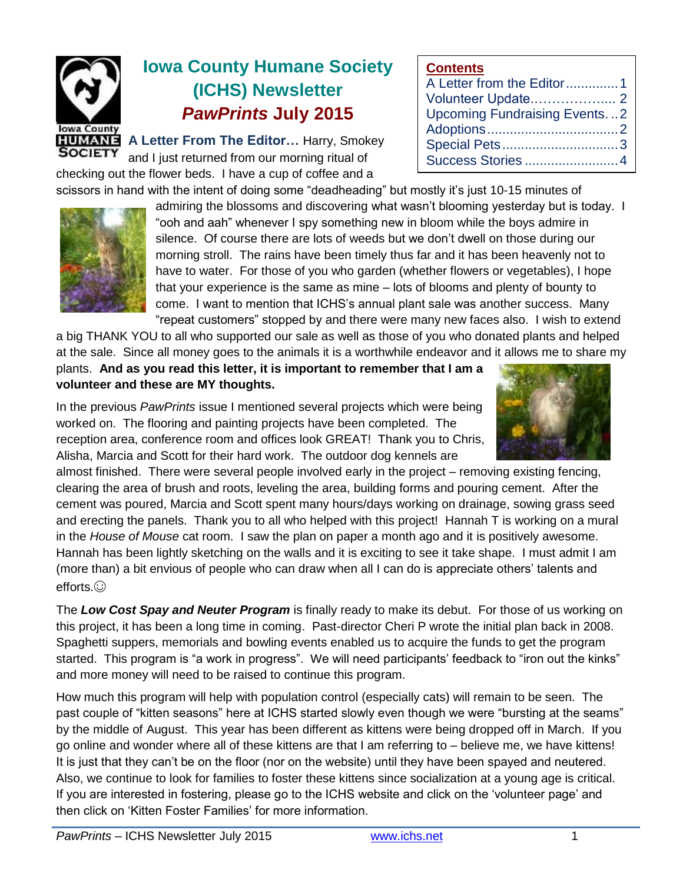# Iowa County Humane Society (ICHS) Newsletter
## *PawPrints* July 2015

**Contents**

- A Letter from the Editor .............. 1
- Volunteer Update.……………..... 2
- Upcoming Fundraising Events. .. 2
- Adoptions .................................. 2
- Special Pets ............................... 3
- Success Stories ......................... 4

**A Letter From The Editor…** Harry, Smokey and I just returned from our morning ritual of checking out the flower beds. I have a cup of coffee and a scissors in hand with the intent of doing some "deadheading" but mostly it's just 10-15 minutes of admiring the blossoms and discovering what wasn't blooming yesterday but is today. I "ooh and aah" whenever I spy something new in bloom while the boys admire in silence. Of course there are lots of weeds but we don't dwell on those during our morning stroll. The rains have been timely thus far and it has been heavenly not to have to water. For those of you who garden (whether flowers or vegetables), I hope that your experience is the same as mine – lots of blooms and plenty of bounty to come. I want to mention that ICHS's annual plant sale was another success. Many "repeat customers" stopped by and there were many new faces also. I wish to extend a big THANK YOU to all who supported our sale as well as those of you who donated plants and helped at the sale. Since all money goes to the animals it is a worthwhile endeavor and it allows me to share my plants. **And as you read this letter, it is important to remember that I am a volunteer and these are MY thoughts.**

In the previous *PawPrints* issue I mentioned several projects which were being worked on. The flooring and painting projects have been completed. The reception area, conference room and offices look GREAT! Thank you to Chris, Alisha, Marcia and Scott for their hard work. The outdoor dog kennels are almost finished. There were several people involved early in the project – removing existing fencing, clearing the area of brush and roots, leveling the area, building forms and pouring cement. After the cement was poured, Marcia and Scott spent many hours/days working on drainage, sowing grass seed and erecting the panels. Thank you to all who helped with this project! Hannah T is working on a mural in the *House of Mouse* cat room. I saw the plan on paper a month ago and it is positively awesome. Hannah has been lightly sketching on the walls and it is exciting to see it take shape. I must admit I am (more than) a bit envious of people who can draw when all I can do is appreciate others' talents and efforts.☺

The ***Low Cost Spay and Neuter Program*** is finally ready to make its debut. For those of us working on this project, it has been a long time in coming. Past-director Cheri P wrote the initial plan back in 2008. Spaghetti suppers, memorials and bowling events enabled us to acquire the funds to get the program started. This program is "a work in progress". We will need participants' feedback to "iron out the kinks" and more money will need to be raised to continue this program.

How much this program will help with population control (especially cats) will remain to be seen. The past couple of "kitten seasons" here at ICHS started slowly even though we were "bursting at the seams" by the middle of August. This year has been different as kittens were being dropped off in March. If you go online and wonder where all of these kittens are that I am referring to – believe me, we have kittens! It is just that they can't be on the floor (nor on the website) until they have been spayed and neutered. Also, we continue to look for families to foster these kittens since socialization at a young age is critical. If you are interested in fostering, please go to the ICHS website and click on the 'volunteer page' and then click on 'Kitten Foster Families' for more information.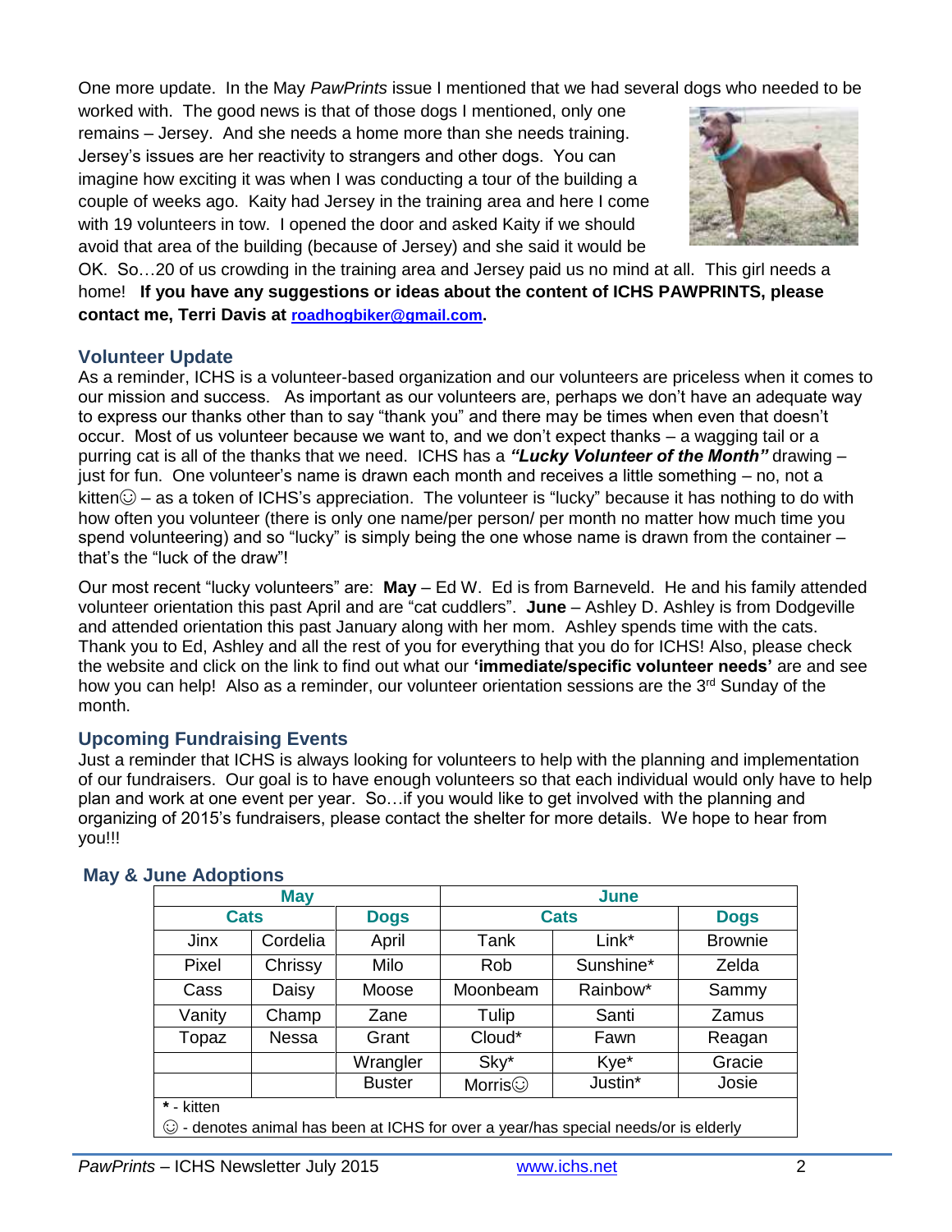One more update. In the May *PawPrints* issue I mentioned that we had several dogs who needed to be worked with. The good news is that of those dogs I mentioned, only one remains – Jersey. And she needs a home more than she needs training. Jersey's issues are her reactivity to strangers and other dogs. You can imagine how exciting it was when I was conducting a tour of the building a couple of weeks ago. Kaity had Jersey in the training area and here I come with 19 volunteers in tow. I opened the door and asked Kaity if we should avoid that area of the building (because of Jersey) and she said it would be OK. So…20 of us crowding in the training area and Jersey paid us no mind at all. This girl needs a home! **If you have any suggestions or ideas about the content of ICHS PAWPRINTS, please contact me, Terri Davis at [roadhogbiker@gmail.com](mailto:roadhogbiker@gmail.com).**

## Volunteer Update

As a reminder, ICHS is a volunteer-based organization and our volunteers are priceless when it comes to our mission and success. As important as our volunteers are, perhaps we don't have an adequate way to express our thanks other than to say "thank you" and there may be times when even that doesn't occur. Most of us volunteer because we want to, and we don't expect thanks – a wagging tail or a purring cat is all of the thanks that we need. ICHS has a ***"Lucky Volunteer of the Month"*** drawing – just for fun. One volunteer's name is drawn each month and receives a little something – no, not a kitten☺ – as a token of ICHS's appreciation. The volunteer is "lucky" because it has nothing to do with how often you volunteer (there is only one name/per person/ per month no matter how much time you spend volunteering) and so "lucky" is simply being the one whose name is drawn from the container – that's the "luck of the draw"!

Our most recent "lucky volunteers" are: **May** – Ed W. Ed is from Barneveld. He and his family attended volunteer orientation this past April and are "cat cuddlers". **June** – Ashley D. Ashley is from Dodgeville and attended orientation this past January along with her mom. Ashley spends time with the cats. Thank you to Ed, Ashley and all the rest of you for everything that you do for ICHS! Also, please check the website and click on the link to find out what our **'immediate/specific volunteer needs'** are and see how you can help! Also as a reminder, our volunteer orientation sessions are the 3rd Sunday of the month.

## Upcoming Fundraising Events

Just a reminder that ICHS is always looking for volunteers to help with the planning and implementation of our fundraisers. Our goal is to have enough volunteers so that each individual would only have to help plan and work at one event per year. So…if you would like to get involved with the planning and organizing of 2015's fundraisers, please contact the shelter for more details. We hope to hear from you!!!

## May & June Adoptions

| May | | | June | | |
|---|---|---|---|---|---|
| Cats | | Dogs | Cats | | Dogs |
| Jinx | Cordelia | April | Tank | Link* | Brownie |
| Pixel | Chrissy | Milo | Rob | Sunshine* | Zelda |
| Cass | Daisy | Moose | Moonbeam | Rainbow* | Sammy |
| Vanity | Champ | Zane | Tulip | Santi | Zamus |
| Topaz | Nessa | Grant | Cloud* | Fawn | Reagan |
| | | Wrangler | Sky* | Kye* | Gracie |
| | | Buster | Morris☺ | Justin* | Josie |

**\*** - kitten

☺ - denotes animal has been at ICHS for over a year/has special needs/or is elderly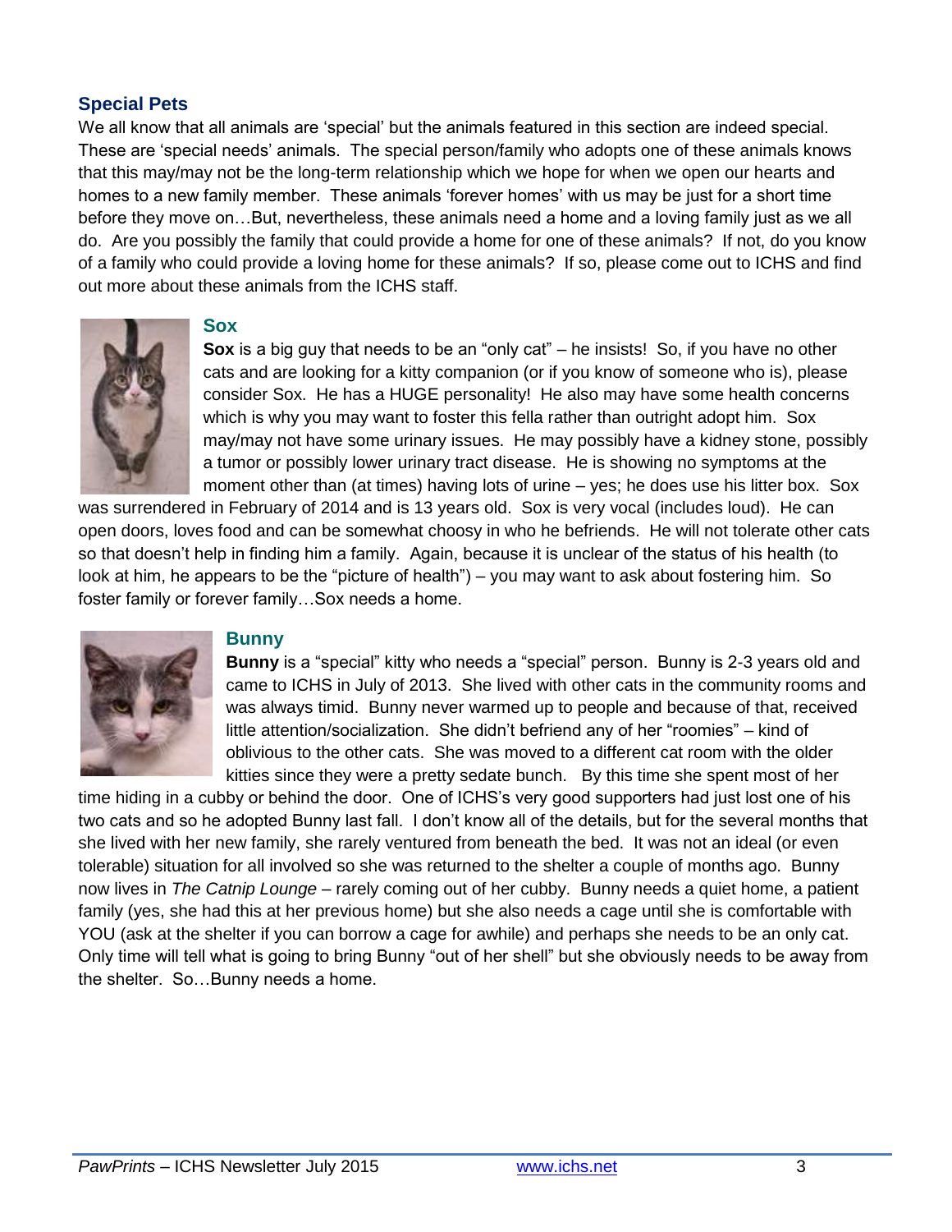## Special Pets

We all know that all animals are 'special' but the animals featured in this section are indeed special. These are 'special needs' animals. The special person/family who adopts one of these animals knows that this may/may not be the long-term relationship which we hope for when we open our hearts and homes to a new family member. These animals 'forever homes' with us may be just for a short time before they move on…But, nevertheless, these animals need a home and a loving family just as we all do. Are you possibly the family that could provide a home for one of these animals? If not, do you know of a family who could provide a loving home for these animals? If so, please come out to ICHS and find out more about these animals from the ICHS staff.

### Sox

**Sox** is a big guy that needs to be an "only cat" – he insists! So, if you have no other cats and are looking for a kitty companion (or if you know of someone who is), please consider Sox. He has a HUGE personality! He also may have some health concerns which is why you may want to foster this fella rather than outright adopt him. Sox may/may not have some urinary issues. He may possibly have a kidney stone, possibly a tumor or possibly lower urinary tract disease. He is showing no symptoms at the moment other than (at times) having lots of urine – yes; he does use his litter box. Sox was surrendered in February of 2014 and is 13 years old. Sox is very vocal (includes loud). He can open doors, loves food and can be somewhat choosy in who he befriends. He will not tolerate other cats so that doesn't help in finding him a family. Again, because it is unclear of the status of his health (to look at him, he appears to be the "picture of health") – you may want to ask about fostering him. So foster family or forever family…Sox needs a home.

### Bunny

**Bunny** is a "special" kitty who needs a "special" person. Bunny is 2-3 years old and came to ICHS in July of 2013. She lived with other cats in the community rooms and was always timid. Bunny never warmed up to people and because of that, received little attention/socialization. She didn't befriend any of her "roomies" – kind of oblivious to the other cats. She was moved to a different cat room with the older kitties since they were a pretty sedate bunch. By this time she spent most of her time hiding in a cubby or behind the door. One of ICHS's very good supporters had just lost one of his two cats and so he adopted Bunny last fall. I don't know all of the details, but for the several months that she lived with her new family, she rarely ventured from beneath the bed. It was not an ideal (or even tolerable) situation for all involved so she was returned to the shelter a couple of months ago. Bunny now lives in *The Catnip Lounge* – rarely coming out of her cubby. Bunny needs a quiet home, a patient family (yes, she had this at her previous home) but she also needs a cage until she is comfortable with YOU (ask at the shelter if you can borrow a cage for awhile) and perhaps she needs to be an only cat. Only time will tell what is going to bring Bunny "out of her shell" but she obviously needs to be away from the shelter. So…Bunny needs a home.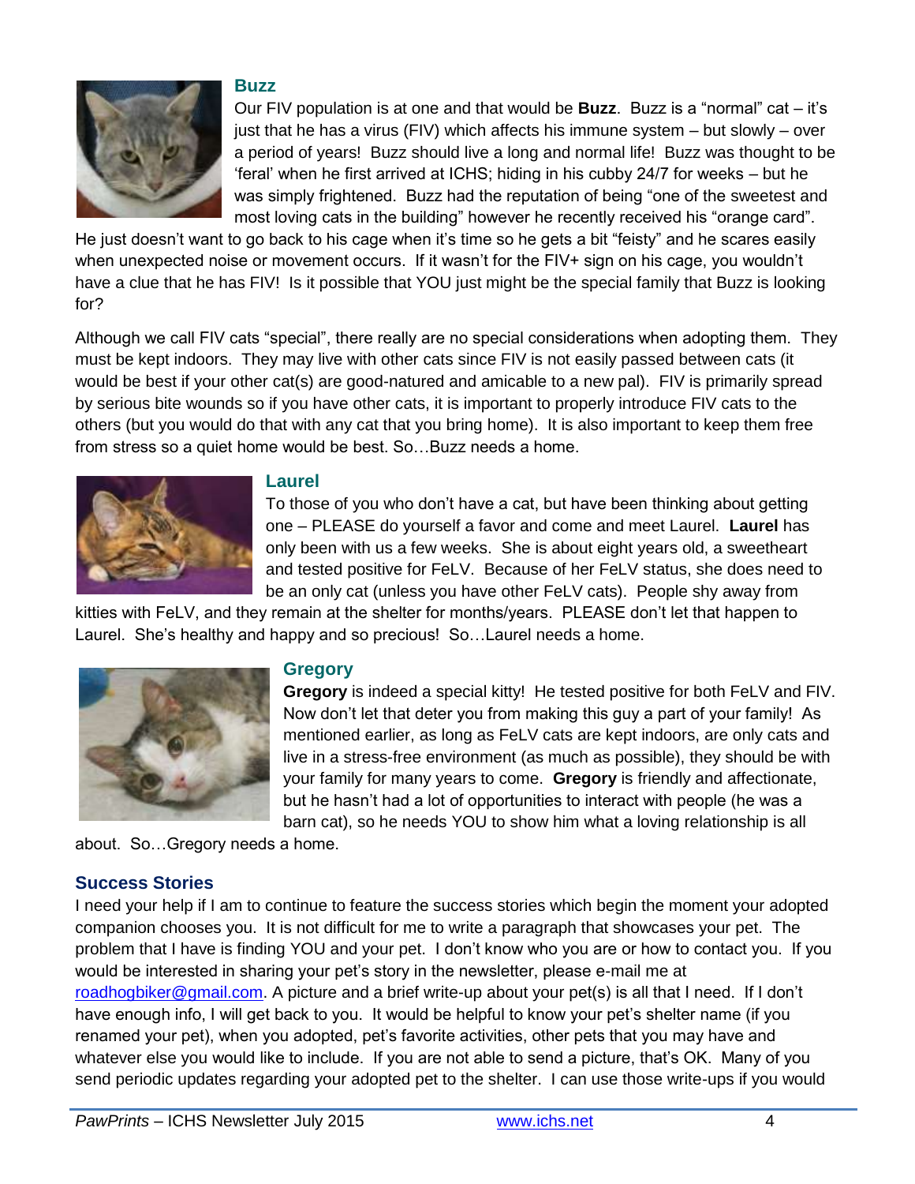### Buzz

Our FIV population is at one and that would be **Buzz**. Buzz is a "normal" cat – it's just that he has a virus (FIV) which affects his immune system – but slowly – over a period of years! Buzz should live a long and normal life! Buzz was thought to be 'feral' when he first arrived at ICHS; hiding in his cubby 24/7 for weeks – but he was simply frightened. Buzz had the reputation of being "one of the sweetest and most loving cats in the building" however he recently received his "orange card". He just doesn't want to go back to his cage when it's time so he gets a bit "feisty" and he scares easily when unexpected noise or movement occurs. If it wasn't for the FIV+ sign on his cage, you wouldn't have a clue that he has FIV! Is it possible that YOU just might be the special family that Buzz is looking for?

Although we call FIV cats "special", there really are no special considerations when adopting them. They must be kept indoors. They may live with other cats since FIV is not easily passed between cats (it would be best if your other cat(s) are good-natured and amicable to a new pal). FIV is primarily spread by serious bite wounds so if you have other cats, it is important to properly introduce FIV cats to the others (but you would do that with any cat that you bring home). It is also important to keep them free from stress so a quiet home would be best. So…Buzz needs a home.

### Laurel

To those of you who don't have a cat, but have been thinking about getting one – PLEASE do yourself a favor and come and meet Laurel. **Laurel** has only been with us a few weeks. She is about eight years old, a sweetheart and tested positive for FeLV. Because of her FeLV status, she does need to be an only cat (unless you have other FeLV cats). People shy away from kitties with FeLV, and they remain at the shelter for months/years. PLEASE don't let that happen to Laurel. She's healthy and happy and so precious! So…Laurel needs a home.

### Gregory

**Gregory** is indeed a special kitty! He tested positive for both FeLV and FIV. Now don't let that deter you from making this guy a part of your family! As mentioned earlier, as long as FeLV cats are kept indoors, are only cats and live in a stress-free environment (as much as possible), they should be with your family for many years to come. **Gregory** is friendly and affectionate, but he hasn't had a lot of opportunities to interact with people (he was a barn cat), so he needs YOU to show him what a loving relationship is all about. So…Gregory needs a home.

## Success Stories

I need your help if I am to continue to feature the success stories which begin the moment your adopted companion chooses you. It is not difficult for me to write a paragraph that showcases your pet. The problem that I have is finding YOU and your pet. I don't know who you are or how to contact you. If you would be interested in sharing your pet's story in the newsletter, please e-mail me at roadhogbiker@gmail.com. A picture and a brief write-up about your pet(s) is all that I need. If I don't have enough info, I will get back to you. It would be helpful to know your pet's shelter name (if you renamed your pet), when you adopted, pet's favorite activities, other pets that you may have and whatever else you would like to include. If you are not able to send a picture, that's OK. Many of you send periodic updates regarding your adopted pet to the shelter. I can use those write-ups if you would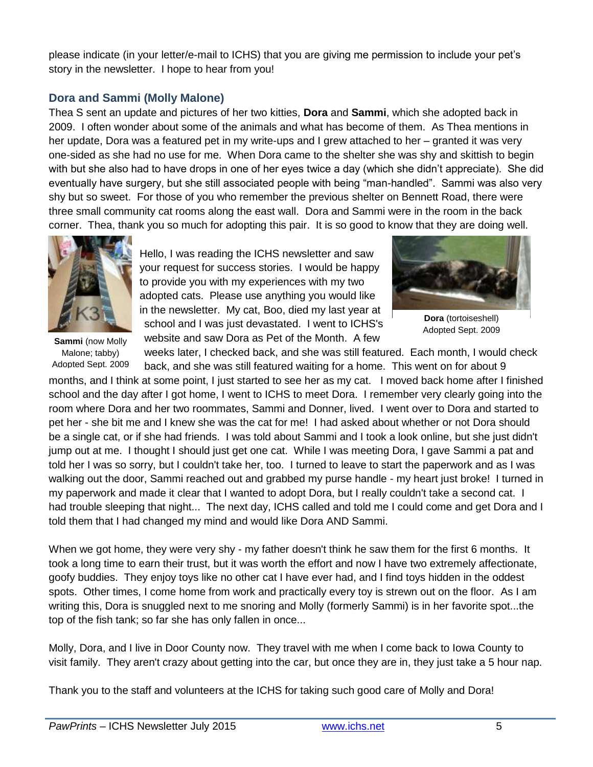please indicate (in your letter/e-mail to ICHS) that you are giving me permission to include your pet's story in the newsletter. I hope to hear from you!

### Dora and Sammi (Molly Malone)

Thea S sent an update and pictures of her two kitties, **Dora** and **Sammi**, which she adopted back in 2009. I often wonder about some of the animals and what has become of them. As Thea mentions in her update, Dora was a featured pet in my write-ups and I grew attached to her – granted it was very one-sided as she had no use for me. When Dora came to the shelter she was shy and skittish to begin with but she also had to have drops in one of her eyes twice a day (which she didn't appreciate). She did eventually have surgery, but she still associated people with being "man-handled". Sammi was also very shy but so sweet. For those of you who remember the previous shelter on Bennett Road, there were three small community cat rooms along the east wall. Dora and Sammi were in the room in the back corner. Thea, thank you so much for adopting this pair. It is so good to know that they are doing well.

**Sammi** (now Molly Malone; tabby) Adopted Sept. 2009

**Dora** (tortoiseshell) Adopted Sept. 2009

Hello, I was reading the ICHS newsletter and saw your request for success stories. I would be happy to provide you with my experiences with my two adopted cats. Please use anything you would like in the newsletter. My cat, Boo, died my last year at school and I was just devastated. I went to ICHS's website and saw Dora as Pet of the Month. A few weeks later, I checked back, and she was still featured. Each month, I would check back, and she was still featured waiting for a home. This went on for about 9 months, and I think at some point, I just started to see her as my cat. I moved back home after I finished school and the day after I got home, I went to ICHS to meet Dora. I remember very clearly going into the room where Dora and her two roommates, Sammi and Donner, lived. I went over to Dora and started to pet her - she bit me and I knew she was the cat for me! I had asked about whether or not Dora should be a single cat, or if she had friends. I was told about Sammi and I took a look online, but she just didn't jump out at me. I thought I should just get one cat. While I was meeting Dora, I gave Sammi a pat and told her I was so sorry, but I couldn't take her, too. I turned to leave to start the paperwork and as I was walking out the door, Sammi reached out and grabbed my purse handle - my heart just broke! I turned in my paperwork and made it clear that I wanted to adopt Dora, but I really couldn't take a second cat. I had trouble sleeping that night... The next day, ICHS called and told me I could come and get Dora and I told them that I had changed my mind and would like Dora AND Sammi.

When we got home, they were very shy - my father doesn't think he saw them for the first 6 months. It took a long time to earn their trust, but it was worth the effort and now I have two extremely affectionate, goofy buddies. They enjoy toys like no other cat I have ever had, and I find toys hidden in the oddest spots. Other times, I come home from work and practically every toy is strewn out on the floor. As I am writing this, Dora is snuggled next to me snoring and Molly (formerly Sammi) is in her favorite spot...the top of the fish tank; so far she has only fallen in once...

Molly, Dora, and I live in Door County now. They travel with me when I come back to Iowa County to visit family. They aren't crazy about getting into the car, but once they are in, they just take a 5 hour nap.

Thank you to the staff and volunteers at the ICHS for taking such good care of Molly and Dora!